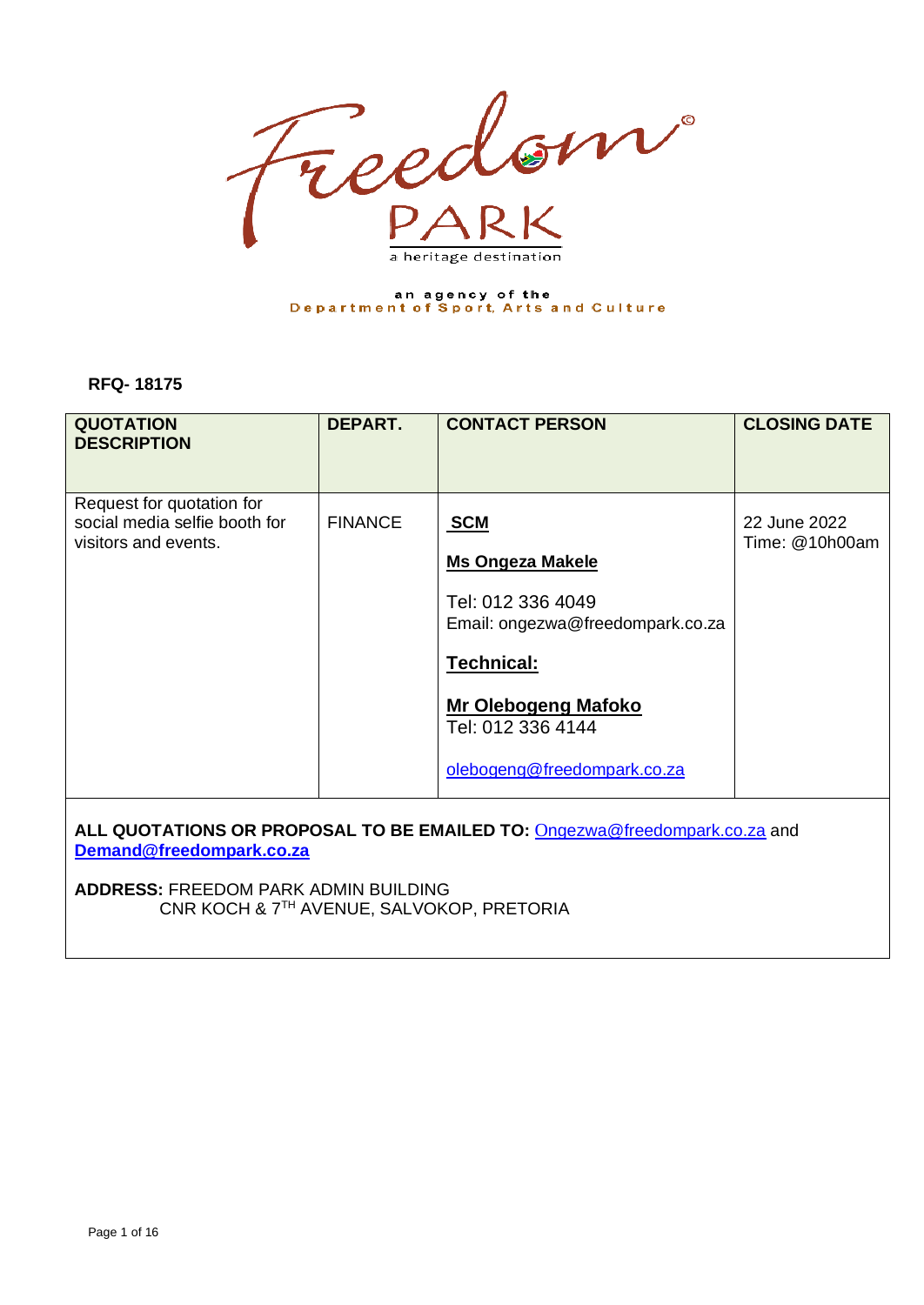Freedom PARK

a heritage destination

an agency of the
Department of Sport, Arts and Culture

**RFQ- 18175**

| **QUOTATION DESCRIPTION** | **DEPART.** | **CONTACT PERSON** | **CLOSING DATE** |
|---|---|---|---|
| Request for quotation for social media selfie booth for visitors and events. | FINANCE | **SCM**<br><br>**Ms Ongeza Makele**<br><br>Tel: 012 336 4049<br>Email: ongezwa@freedompark.co.za<br><br>**Technical:**<br><br>**Mr Olebogeng Mafoko**<br>Tel: 012 336 4144<br><br>olebogeng@freedompark.co.za | 22 June 2022<br>Time: @10h00am |

**ALL QUOTATIONS OR PROPOSAL TO BE EMAILED TO:** Ongezwa@freedompark.co.za and **Demand@freedompark.co.za**

**ADDRESS:** FREEDOM PARK ADMIN BUILDING
CNR KOCH & 7TH AVENUE, SALVOKOP, PRETORIA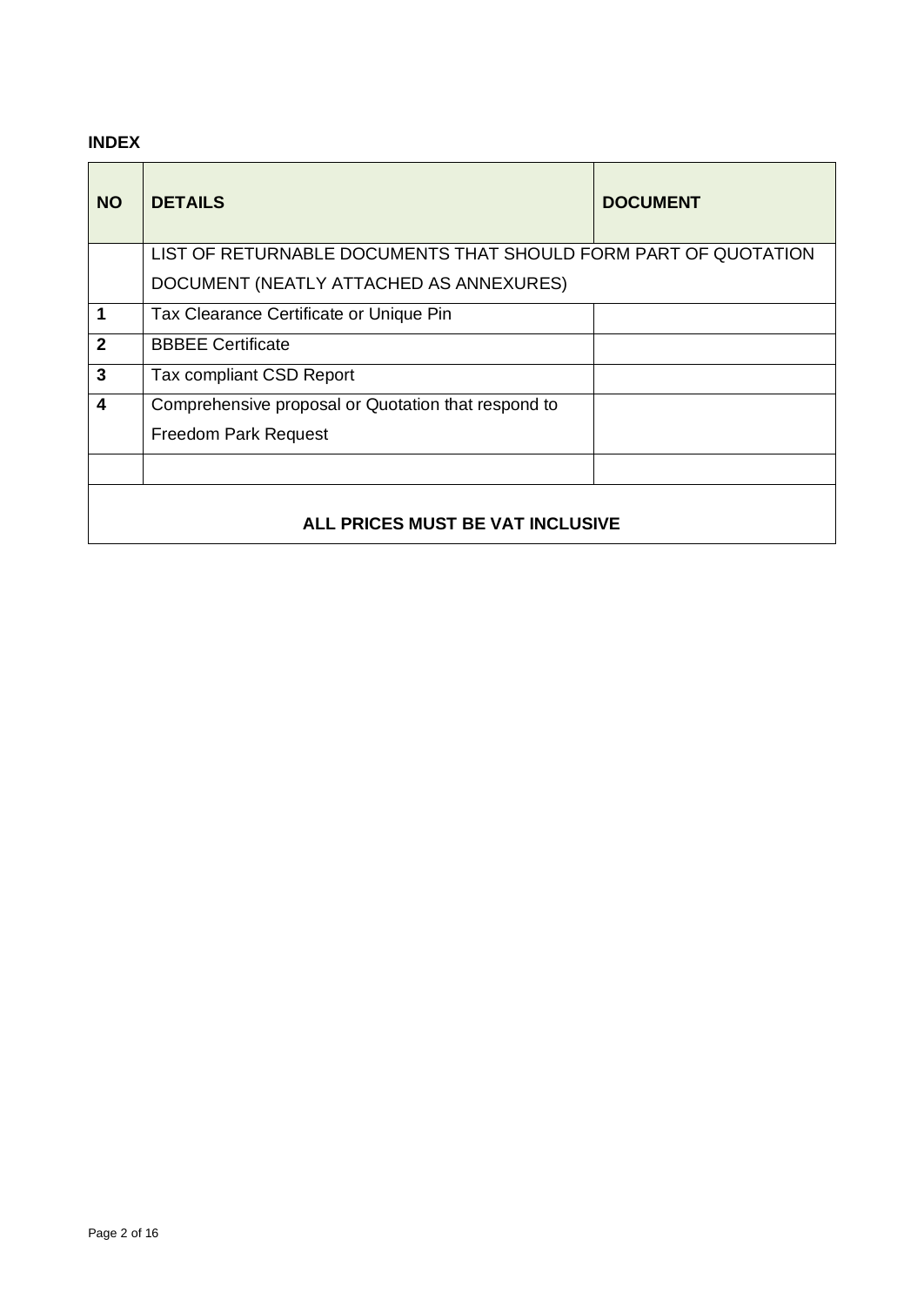**INDEX**

| NO | DETAILS | DOCUMENT |
|---|---|---|
| | LIST OF RETURNABLE DOCUMENTS THAT SHOULD FORM PART OF QUOTATION DOCUMENT (NEATLY ATTACHED AS ANNEXURES) | |
| **1** | Tax Clearance Certificate or Unique Pin | |
| **2** | BBBEE Certificate | |
| **3** | Tax compliant CSD Report | |
| **4** | Comprehensive proposal or Quotation that respond to Freedom Park Request | |
| | | |
| **ALL PRICES MUST BE VAT INCLUSIVE** | | |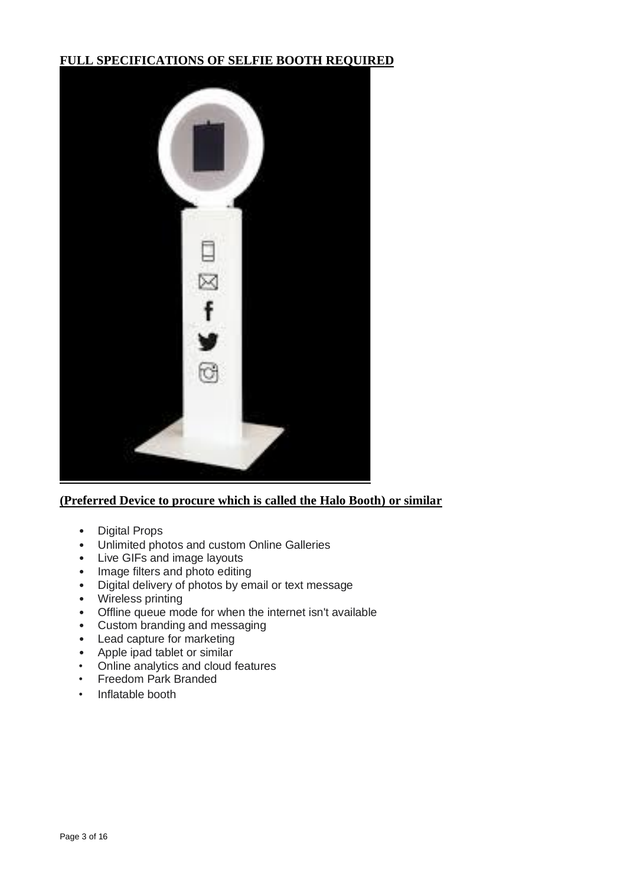**FULL SPECIFICATIONS OF SELFIE BOOTH REQUIRED**

**(Preferred Device to procure which is called the Halo Booth) or similar**

- Digital Props
- Unlimited photos and custom Online Galleries
- Live GIFs and image layouts
- Image filters and photo editing
- Digital delivery of photos by email or text message
- Wireless printing
- Offline queue mode for when the internet isn't available
- Custom branding and messaging
- Lead capture for marketing
- Apple ipad tablet or similar
- Online analytics and cloud features
- Freedom Park Branded
- Inflatable booth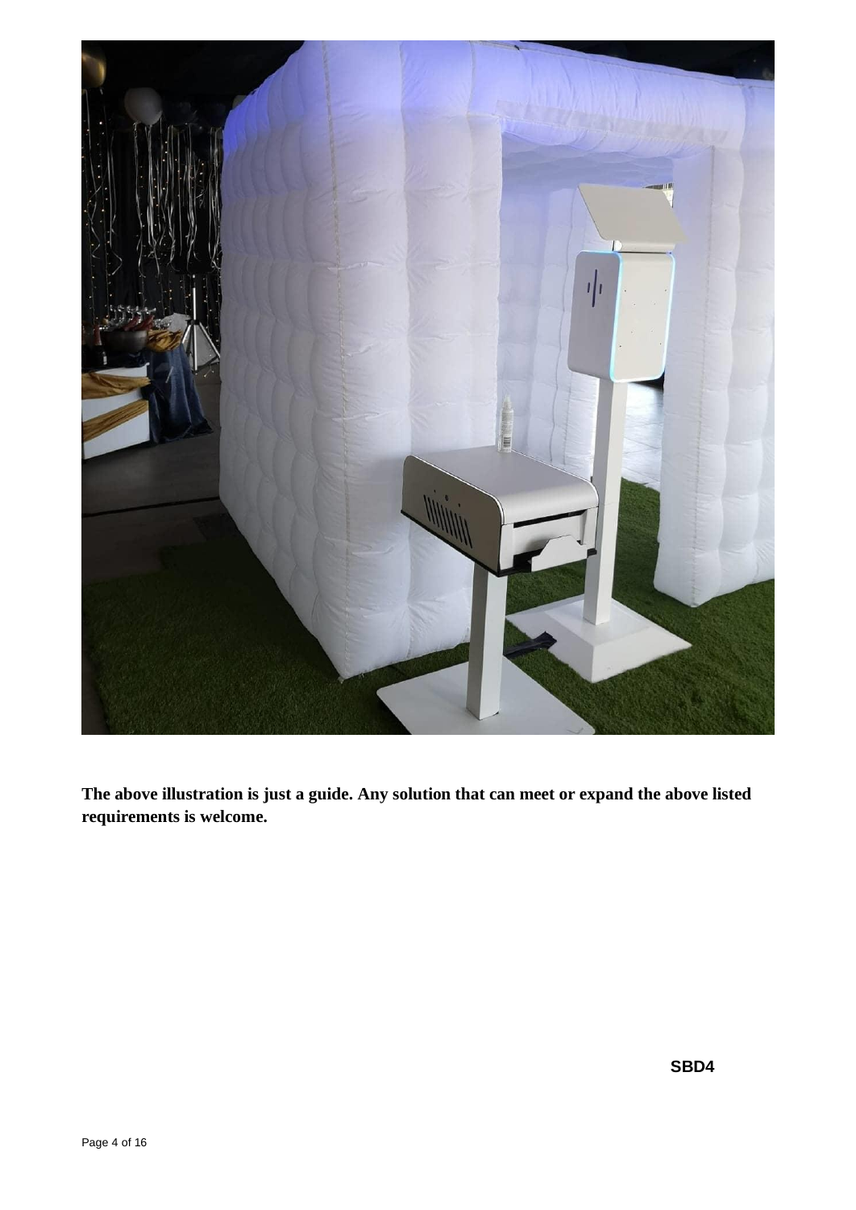**The above illustration is just a guide. Any solution that can meet or expand the above listed requirements is welcome.**

**SBD4**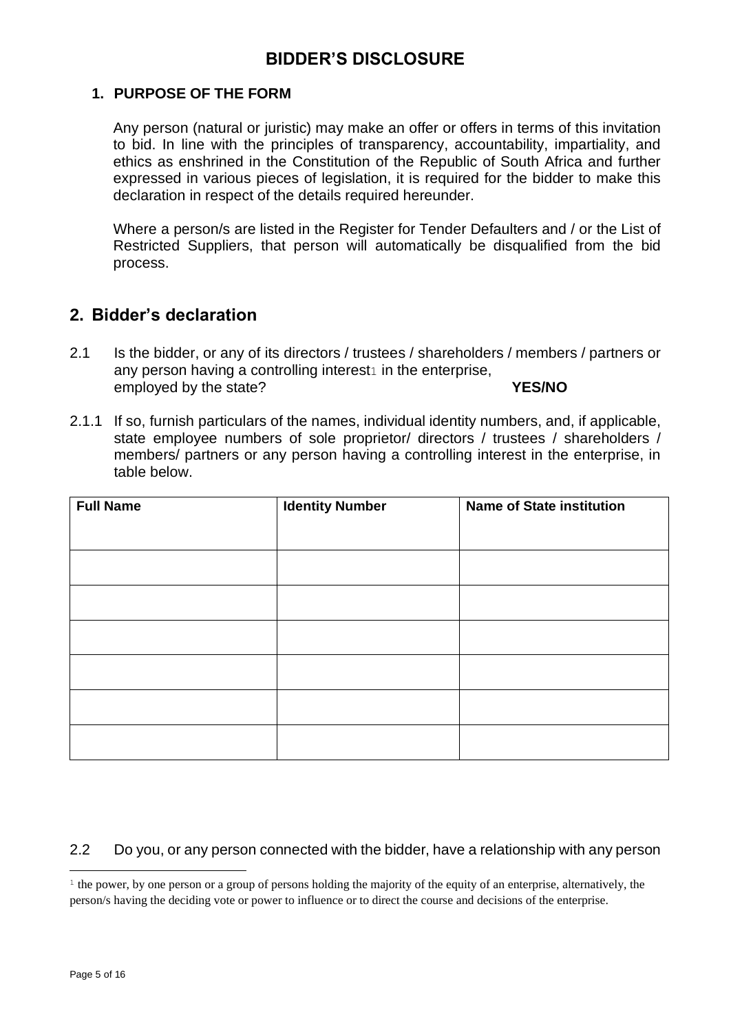# BIDDER'S DISCLOSURE

## 1. PURPOSE OF THE FORM

Any person (natural or juristic) may make an offer or offers in terms of this invitation to bid. In line with the principles of transparency, accountability, impartiality, and ethics as enshrined in the Constitution of the Republic of South Africa and further expressed in various pieces of legislation, it is required for the bidder to make this declaration in respect of the details required hereunder.

Where a person/s are listed in the Register for Tender Defaulters and / or the List of Restricted Suppliers, that person will automatically be disqualified from the bid process.

## 2. Bidder's declaration

2.1 Is the bidder, or any of its directors / trustees / shareholders / members / partners or any person having a controlling interest[1] in the enterprise, employed by the state? **YES/NO**

2.1.1 If so, furnish particulars of the names, individual identity numbers, and, if applicable, state employee numbers of sole proprietor/ directors / trustees / shareholders / members/ partners or any person having a controlling interest in the enterprise, in table below.

| Full Name | Identity Number | Name of State institution |
|---|---|---|
| | | |
| | | |
| | | |
| | | |
| | | |
| | | |

2.2 Do you, or any person connected with the bidder, have a relationship with any person

---

[1] the power, by one person or a group of persons holding the majority of the equity of an enterprise, alternatively, the person/s having the deciding vote or power to influence or to direct the course and decisions of the enterprise.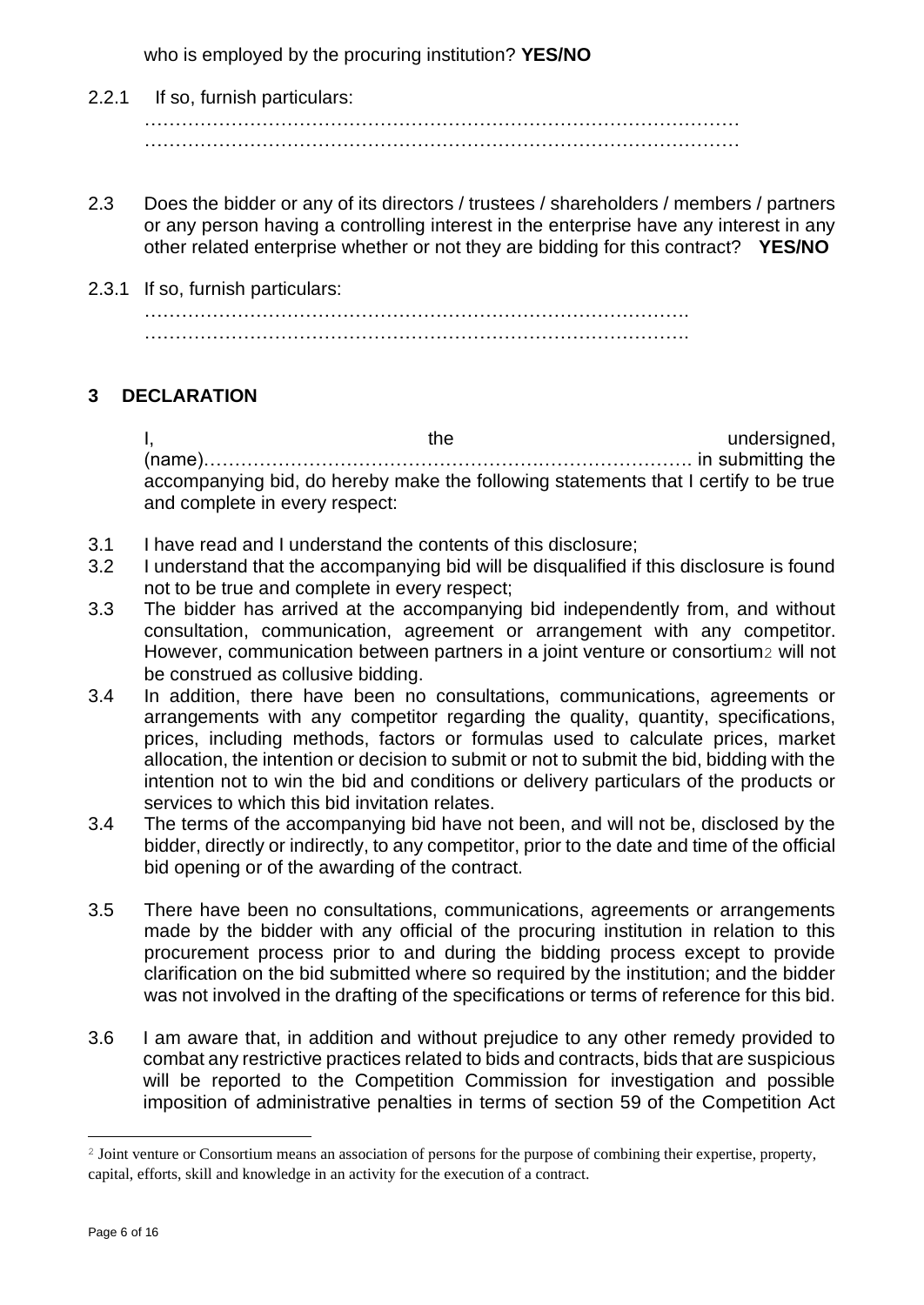who is employed by the procuring institution? **YES/NO**

2.2.1 If so, furnish particulars:

………………………………………………………………………………………
………………………………………………………………………………………

2.3 Does the bidder or any of its directors / trustees / shareholders / members / partners or any person having a controlling interest in the enterprise have any interest in any other related enterprise whether or not they are bidding for this contract? **YES/NO**

2.3.1 If so, furnish particulars:

…………………………………………………………………………….
…………………………………………………………………………….

## 3 DECLARATION

I, the undersigned, (name)……………………………………………………………………. in submitting the accompanying bid, do hereby make the following statements that I certify to be true and complete in every respect:

3.1 I have read and I understand the contents of this disclosure;

3.2 I understand that the accompanying bid will be disqualified if this disclosure is found not to be true and complete in every respect;

3.3 The bidder has arrived at the accompanying bid independently from, and without consultation, communication, agreement or arrangement with any competitor. However, communication between partners in a joint venture or consortium[2] will not be construed as collusive bidding.

3.4 In addition, there have been no consultations, communications, agreements or arrangements with any competitor regarding the quality, quantity, specifications, prices, including methods, factors or formulas used to calculate prices, market allocation, the intention or decision to submit or not to submit the bid, bidding with the intention not to win the bid and conditions or delivery particulars of the products or services to which this bid invitation relates.

3.4 The terms of the accompanying bid have not been, and will not be, disclosed by the bidder, directly or indirectly, to any competitor, prior to the date and time of the official bid opening or of the awarding of the contract.

3.5 There have been no consultations, communications, agreements or arrangements made by the bidder with any official of the procuring institution in relation to this procurement process prior to and during the bidding process except to provide clarification on the bid submitted where so required by the institution; and the bidder was not involved in the drafting of the specifications or terms of reference for this bid.

3.6 I am aware that, in addition and without prejudice to any other remedy provided to combat any restrictive practices related to bids and contracts, bids that are suspicious will be reported to the Competition Commission for investigation and possible imposition of administrative penalties in terms of section 59 of the Competition Act

[2] Joint venture or Consortium means an association of persons for the purpose of combining their expertise, property, capital, efforts, skill and knowledge in an activity for the execution of a contract.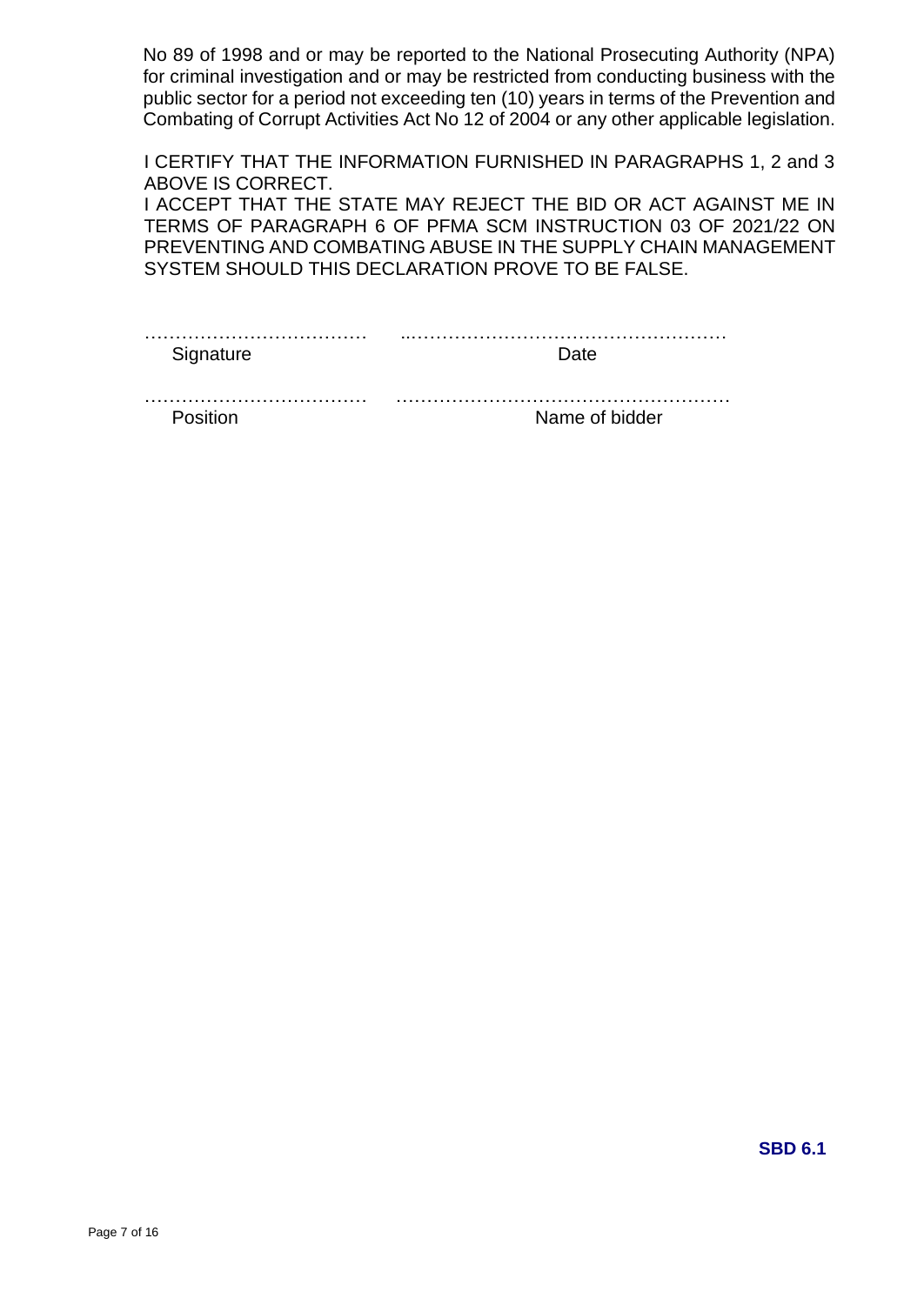No 89 of 1998 and or may be reported to the National Prosecuting Authority (NPA) for criminal investigation and or may be restricted from conducting business with the public sector for a period not exceeding ten (10) years in terms of the Prevention and Combating of Corrupt Activities Act No 12 of 2004 or any other applicable legislation.

I CERTIFY THAT THE INFORMATION FURNISHED IN PARAGRAPHS 1, 2 and 3 ABOVE IS CORRECT.
I ACCEPT THAT THE STATE MAY REJECT THE BID OR ACT AGAINST ME IN TERMS OF PARAGRAPH 6 OF PFMA SCM INSTRUCTION 03 OF 2021/22 ON PREVENTING AND COMBATING ABUSE IN THE SUPPLY CHAIN MANAGEMENT SYSTEM SHOULD THIS DECLARATION PROVE TO BE FALSE.

……………………………… ..……………………………………………
Signature Date

……………………………… ………………………………………………
Position Name of bidder

**SBD 6.1**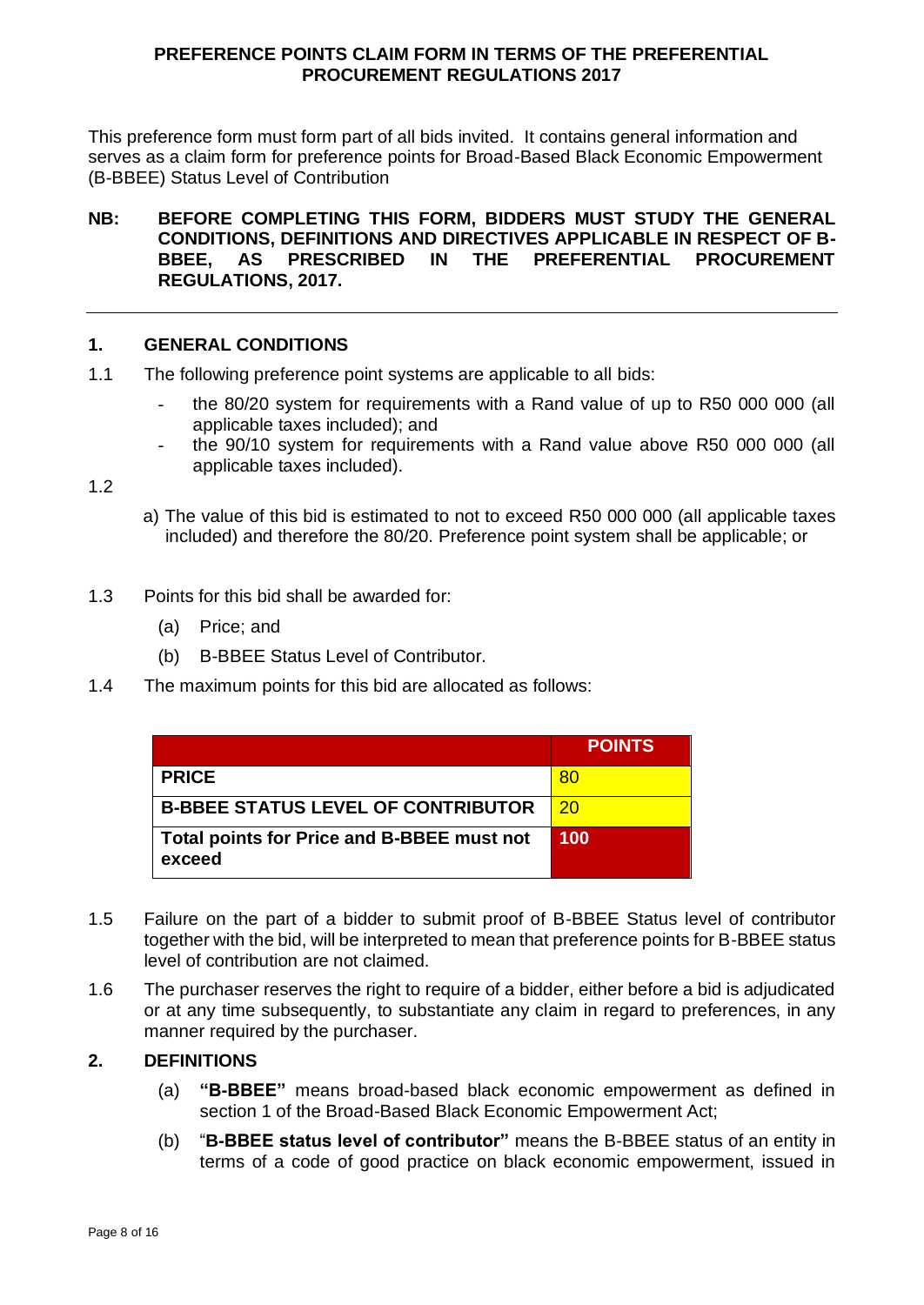**PREFERENCE POINTS CLAIM FORM IN TERMS OF THE PREFERENTIAL PROCUREMENT REGULATIONS 2017**

This preference form must form part of all bids invited. It contains general information and serves as a claim form for preference points for Broad-Based Black Economic Empowerment (B-BBEE) Status Level of Contribution

**NB: BEFORE COMPLETING THIS FORM, BIDDERS MUST STUDY THE GENERAL CONDITIONS, DEFINITIONS AND DIRECTIVES APPLICABLE IN RESPECT OF B-BBEE, AS PRESCRIBED IN THE PREFERENTIAL PROCUREMENT REGULATIONS, 2017.**

---

## 1. GENERAL CONDITIONS

1.1 The following preference point systems are applicable to all bids:

- the 80/20 system for requirements with a Rand value of up to R50 000 000 (all applicable taxes included); and
- the 90/10 system for requirements with a Rand value above R50 000 000 (all applicable taxes included).

1.2

a) The value of this bid is estimated to not to exceed R50 000 000 (all applicable taxes included) and therefore the 80/20. Preference point system shall be applicable; or

1.3 Points for this bid shall be awarded for:

(a) Price; and

(b) B-BBEE Status Level of Contributor.

1.4 The maximum points for this bid are allocated as follows:

| | **POINTS** |
|---|---|
| **PRICE** | 80 |
| **B-BBEE STATUS LEVEL OF CONTRIBUTOR** | 20 |
| **Total points for Price and B-BBEE must not exceed** | **100** |

1.5 Failure on the part of a bidder to submit proof of B-BBEE Status level of contributor together with the bid, will be interpreted to mean that preference points for B-BBEE status level of contribution are not claimed.

1.6 The purchaser reserves the right to require of a bidder, either before a bid is adjudicated or at any time subsequently, to substantiate any claim in regard to preferences, in any manner required by the purchaser.

## 2. DEFINITIONS

(a) **"B-BBEE"** means broad-based black economic empowerment as defined in section 1 of the Broad-Based Black Economic Empowerment Act;

(b) "**B-BBEE status level of contributor"** means the B-BBEE status of an entity in terms of a code of good practice on black economic empowerment, issued in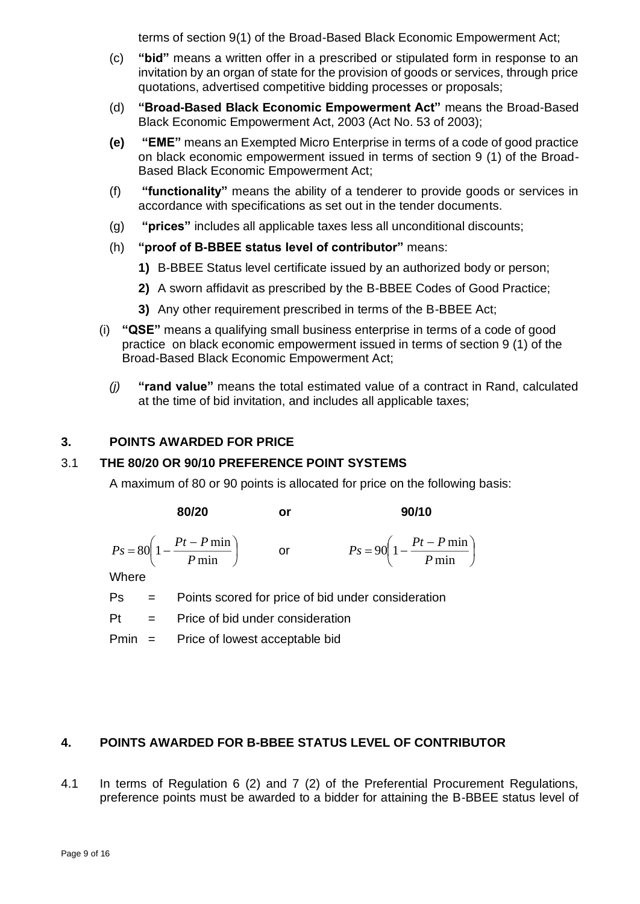terms of section 9(1) of the Broad-Based Black Economic Empowerment Act;

(c) **"bid"** means a written offer in a prescribed or stipulated form in response to an invitation by an organ of state for the provision of goods or services, through price quotations, advertised competitive bidding processes or proposals;

(d) **"Broad-Based Black Economic Empowerment Act"** means the Broad-Based Black Economic Empowerment Act, 2003 (Act No. 53 of 2003);

**(e)** **"EME"** means an Exempted Micro Enterprise in terms of a code of good practice on black economic empowerment issued in terms of section 9 (1) of the Broad-Based Black Economic Empowerment Act;

(f) **"functionality"** means the ability of a tenderer to provide goods or services in accordance with specifications as set out in the tender documents.

(g) **"prices"** includes all applicable taxes less all unconditional discounts;

(h) **"proof of B-BBEE status level of contributor"** means:

**1)** B-BBEE Status level certificate issued by an authorized body or person;

**2)** A sworn affidavit as prescribed by the B-BBEE Codes of Good Practice;

**3)** Any other requirement prescribed in terms of the B-BBEE Act;

(i) **"QSE"** means a qualifying small business enterprise in terms of a code of good practice on black economic empowerment issued in terms of section 9 (1) of the Broad-Based Black Economic Empowerment Act;

*(j)* **"rand value"** means the total estimated value of a contract in Rand, calculated at the time of bid invitation, and includes all applicable taxes;

## 3. POINTS AWARDED FOR PRICE

### 3.1 THE 80/20 OR 90/10 PREFERENCE POINT SYSTEMS

A maximum of 80 or 90 points is allocated for price on the following basis:

**80/20** or **90/10**

$$Ps = 80\left(1 - \frac{Pt - P\min}{P\min}\right) \quad \text{or} \quad Ps = 90\left(1 - \frac{Pt - P\min}{P\min}\right)$$

Where

Ps = Points scored for price of bid under consideration

Pt = Price of bid under consideration

Pmin = Price of lowest acceptable bid

## 4. POINTS AWARDED FOR B-BBEE STATUS LEVEL OF CONTRIBUTOR

4.1 In terms of Regulation 6 (2) and 7 (2) of the Preferential Procurement Regulations, preference points must be awarded to a bidder for attaining the B-BBEE status level of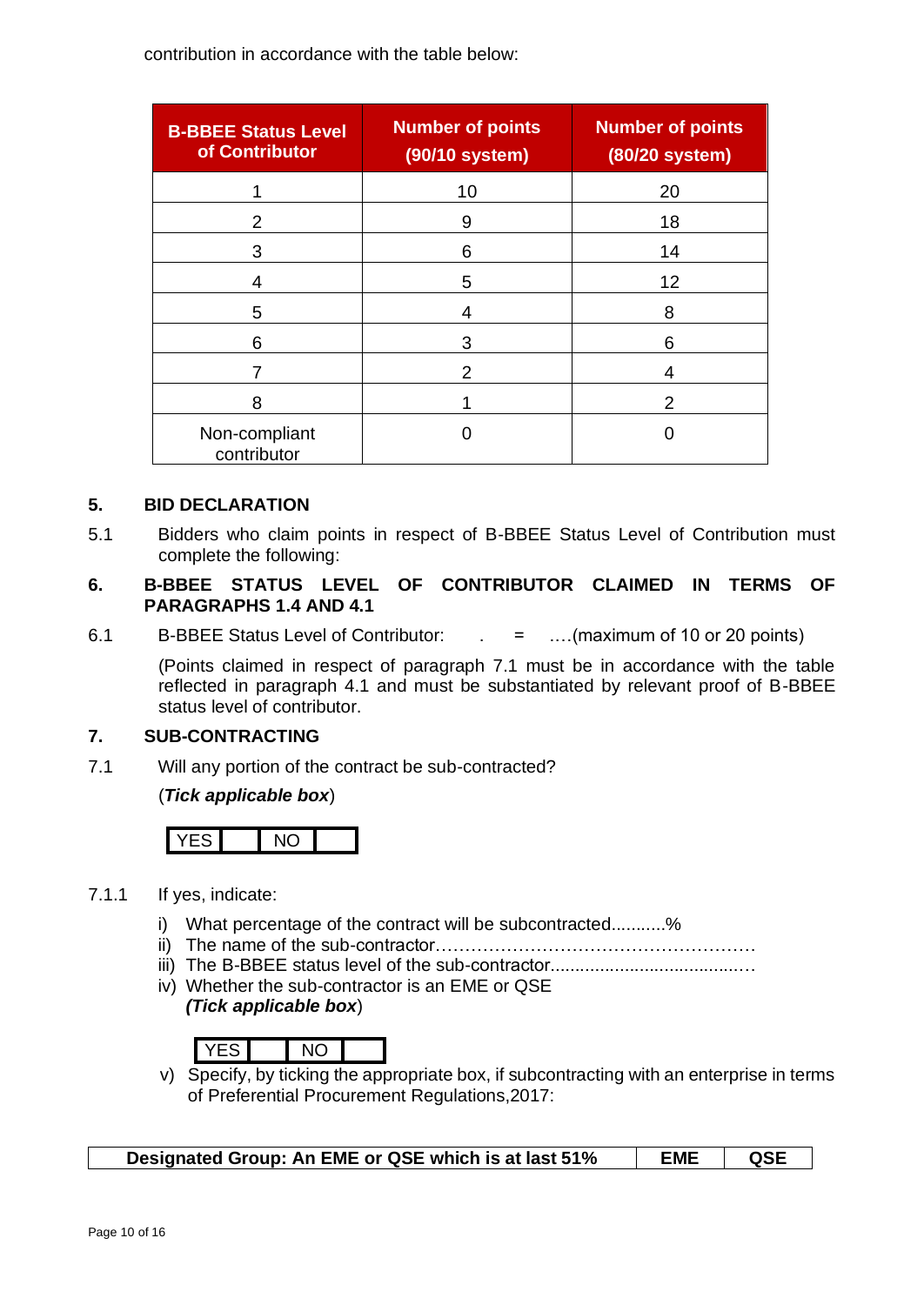contribution in accordance with the table below:

| B-BBEE Status Level of Contributor | Number of points (90/10 system) | Number of points (80/20 system) |
|---|---|---|
| 1 | 10 | 20 |
| 2 | 9 | 18 |
| 3 | 6 | 14 |
| 4 | 5 | 12 |
| 5 | 4 | 8 |
| 6 | 3 | 6 |
| 7 | 2 | 4 |
| 8 | 1 | 2 |
| Non-compliant contributor | 0 | 0 |

## 5. BID DECLARATION

5.1 Bidders who claim points in respect of B-BBEE Status Level of Contribution must complete the following:

## 6. B-BBEE STATUS LEVEL OF CONTRIBUTOR CLAIMED IN TERMS OF PARAGRAPHS 1.4 AND 4.1

6.1 B-BBEE Status Level of Contributor: . = ….(maximum of 10 or 20 points)

(Points claimed in respect of paragraph 7.1 must be in accordance with the table reflected in paragraph 4.1 and must be substantiated by relevant proof of B-BBEE status level of contributor.

## 7. SUB-CONTRACTING

7.1 Will any portion of the contract be sub-contracted?

(***Tick applicable box***)

| YES | | NO | |
|---|---|---|---|

7.1.1 If yes, indicate:

i) What percentage of the contract will be subcontracted...........%
ii) The name of the sub-contractor…………………………………………………
iii) The B-BBEE status level of the sub-contractor......................................…
iv) Whether the sub-contractor is an EME or QSE
***(Tick applicable box***)

| YES | | NO | |
|---|---|---|---|

v) Specify, by ticking the appropriate box, if subcontracting with an enterprise in terms of Preferential Procurement Regulations,2017:

| Designated Group: An EME or QSE which is at last 51% | EME | QSE |
|---|---|---|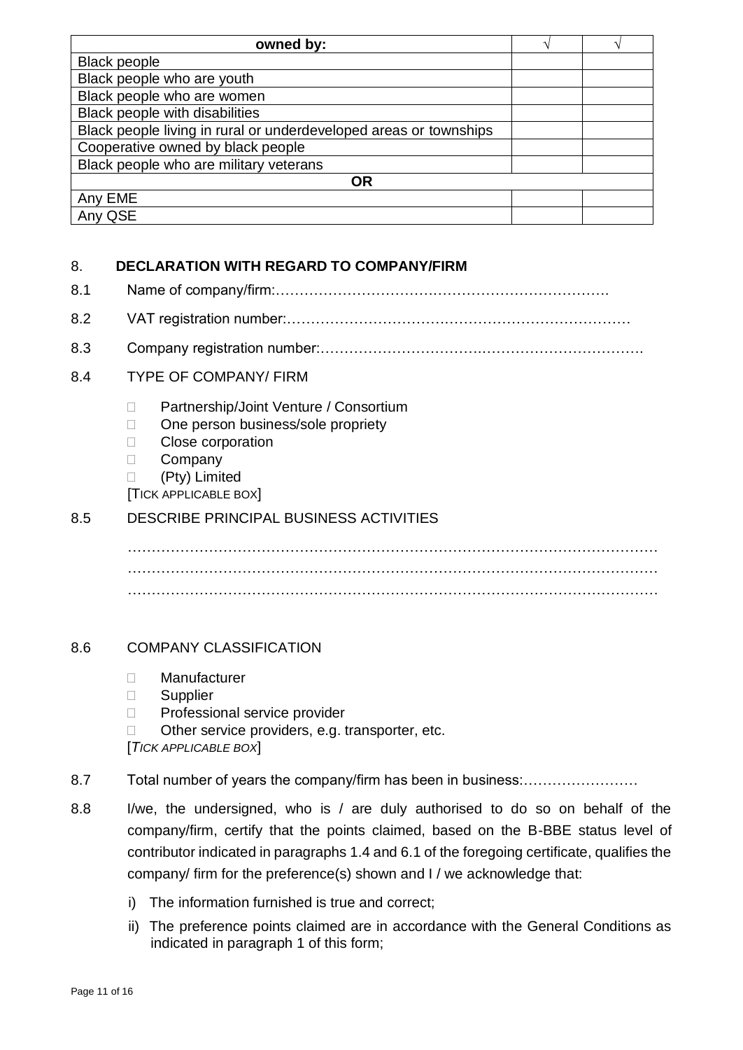| owned by: | √ | √ |
|---|---|---|
| Black people | | |
| Black people who are youth | | |
| Black people who are women | | |
| Black people with disabilities | | |
| Black people living in rural or underdeveloped areas or townships | | |
| Cooperative owned by black people | | |
| Black people who are military veterans | | |
| **OR** | | |
| Any EME | | |
| Any QSE | | |

## 8. DECLARATION WITH REGARD TO COMPANY/FIRM

8.1 Name of company/firm:…………………………………………………………….

8.2 VAT registration number:………………………………………………………………

8.3 Company registration number:………………………………………………………….

8.4 TYPE OF COMPANY/ FIRM

- □ Partnership/Joint Venture / Consortium
- □ One person business/sole propriety
- □ Close corporation
- □ Company
- □ (Pty) Limited

[TICK APPLICABLE BOX]

8.5 DESCRIBE PRINCIPAL BUSINESS ACTIVITIES

……………………………………………………………………………………………
……………………………………………………………………………………………
……………………………………………………………………………………………

8.6 COMPANY CLASSIFICATION

- □ Manufacturer
- □ Supplier
- □ Professional service provider
- □ Other service providers, e.g. transporter, etc.

[*TICK APPLICABLE BOX*]

8.7 Total number of years the company/firm has been in business:……………………

8.8 I/we, the undersigned, who is / are duly authorised to do so on behalf of the company/firm, certify that the points claimed, based on the B-BBE status level of contributor indicated in paragraphs 1.4 and 6.1 of the foregoing certificate, qualifies the company/ firm for the preference(s) shown and I / we acknowledge that:

i) The information furnished is true and correct;

ii) The preference points claimed are in accordance with the General Conditions as indicated in paragraph 1 of this form;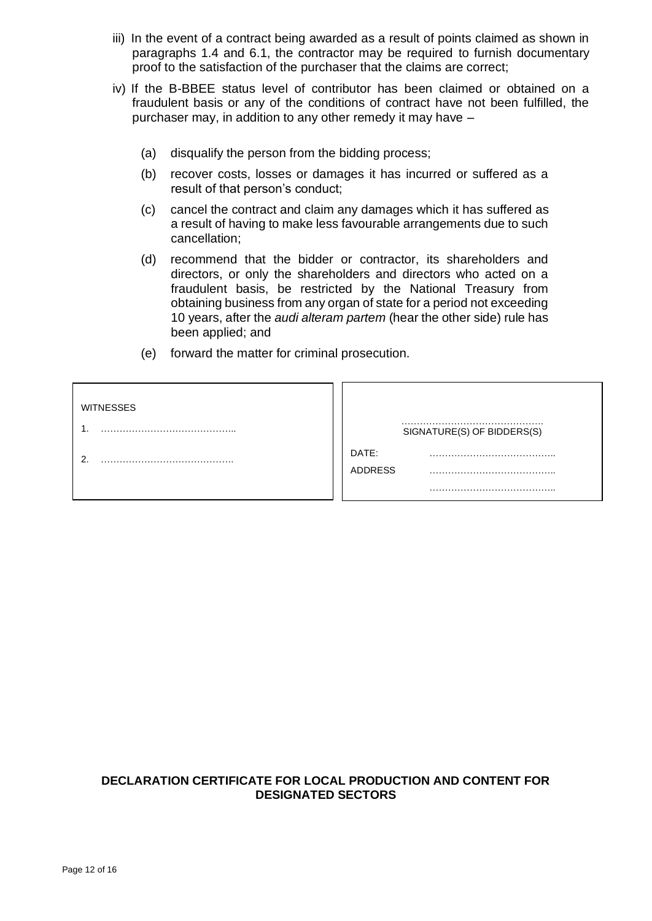iii) In the event of a contract being awarded as a result of points claimed as shown in paragraphs 1.4 and 6.1, the contractor may be required to furnish documentary proof to the satisfaction of the purchaser that the claims are correct;

iv) If the B-BBEE status level of contributor has been claimed or obtained on a fraudulent basis or any of the conditions of contract have not been fulfilled, the purchaser may, in addition to any other remedy it may have –

(a) disqualify the person from the bidding process;

(b) recover costs, losses or damages it has incurred or suffered as a result of that person's conduct;

(c) cancel the contract and claim any damages which it has suffered as a result of having to make less favourable arrangements due to such cancellation;

(d) recommend that the bidder or contractor, its shareholders and directors, or only the shareholders and directors who acted on a fraudulent basis, be restricted by the National Treasury from obtaining business from any organ of state for a period not exceeding 10 years, after the *audi alteram partem* (hear the other side) rule has been applied; and

(e) forward the matter for criminal prosecution.

| WITNESSES | |
|---|---|
| 1. …………………………………….. | ………………………………………. SIGNATURE(S) OF BIDDERS(S) |
| 2. ……………………………………. | DATE: ………………………………….. |
| | ADDRESS ………………………………….. |
| | ………………………………….. |

**DECLARATION CERTIFICATE FOR LOCAL PRODUCTION AND CONTENT FOR DESIGNATED SECTORS**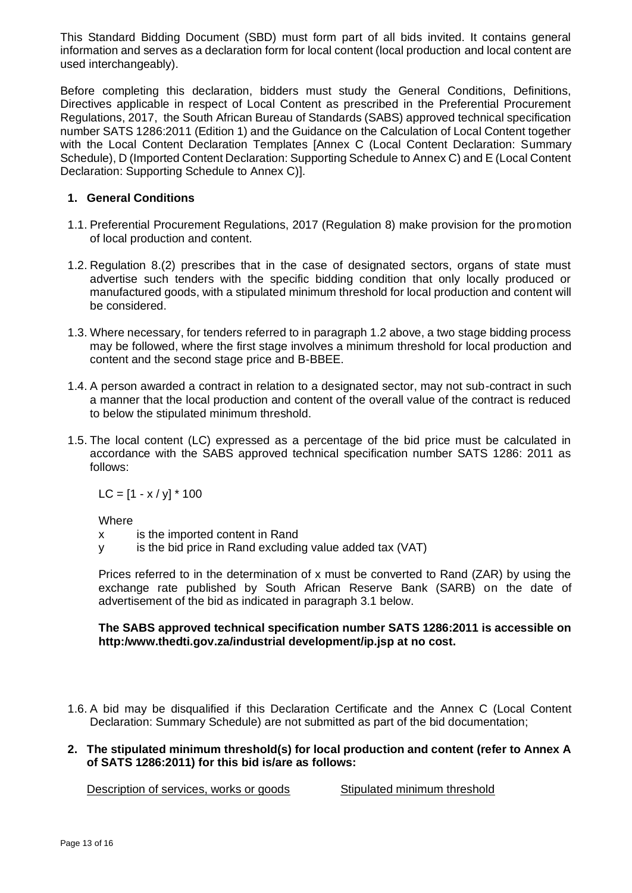This Standard Bidding Document (SBD) must form part of all bids invited. It contains general information and serves as a declaration form for local content (local production and local content are used interchangeably).

Before completing this declaration, bidders must study the General Conditions, Definitions, Directives applicable in respect of Local Content as prescribed in the Preferential Procurement Regulations, 2017, the South African Bureau of Standards (SABS) approved technical specification number SATS 1286:2011 (Edition 1) and the Guidance on the Calculation of Local Content together with the Local Content Declaration Templates [Annex C (Local Content Declaration: Summary Schedule), D (Imported Content Declaration: Supporting Schedule to Annex C) and E (Local Content Declaration: Supporting Schedule to Annex C)].

## 1. General Conditions

1.1. Preferential Procurement Regulations, 2017 (Regulation 8) make provision for the promotion of local production and content.

1.2. Regulation 8.(2) prescribes that in the case of designated sectors, organs of state must advertise such tenders with the specific bidding condition that only locally produced or manufactured goods, with a stipulated minimum threshold for local production and content will be considered.

1.3. Where necessary, for tenders referred to in paragraph 1.2 above, a two stage bidding process may be followed, where the first stage involves a minimum threshold for local production and content and the second stage price and B-BBEE.

1.4. A person awarded a contract in relation to a designated sector, may not sub-contract in such a manner that the local production and content of the overall value of the contract is reduced to below the stipulated minimum threshold.

1.5. The local content (LC) expressed as a percentage of the bid price must be calculated in accordance with the SABS approved technical specification number SATS 1286: 2011 as follows:

$$LC = [1 - x / y] * 100$$

Where

x is the imported content in Rand

y is the bid price in Rand excluding value added tax (VAT)

Prices referred to in the determination of x must be converted to Rand (ZAR) by using the exchange rate published by South African Reserve Bank (SARB) on the date of advertisement of the bid as indicated in paragraph 3.1 below.

**The SABS approved technical specification number SATS 1286:2011 is accessible on http:/www.thedti.gov.za/industrial development/ip.jsp at no cost.**

1.6. A bid may be disqualified if this Declaration Certificate and the Annex C (Local Content Declaration: Summary Schedule) are not submitted as part of the bid documentation;

## 2. The stipulated minimum threshold(s) for local production and content (refer to Annex A of SATS 1286:2011) for this bid is/are as follows:

| Description of services, works or goods | Stipulated minimum threshold |
| --- | --- |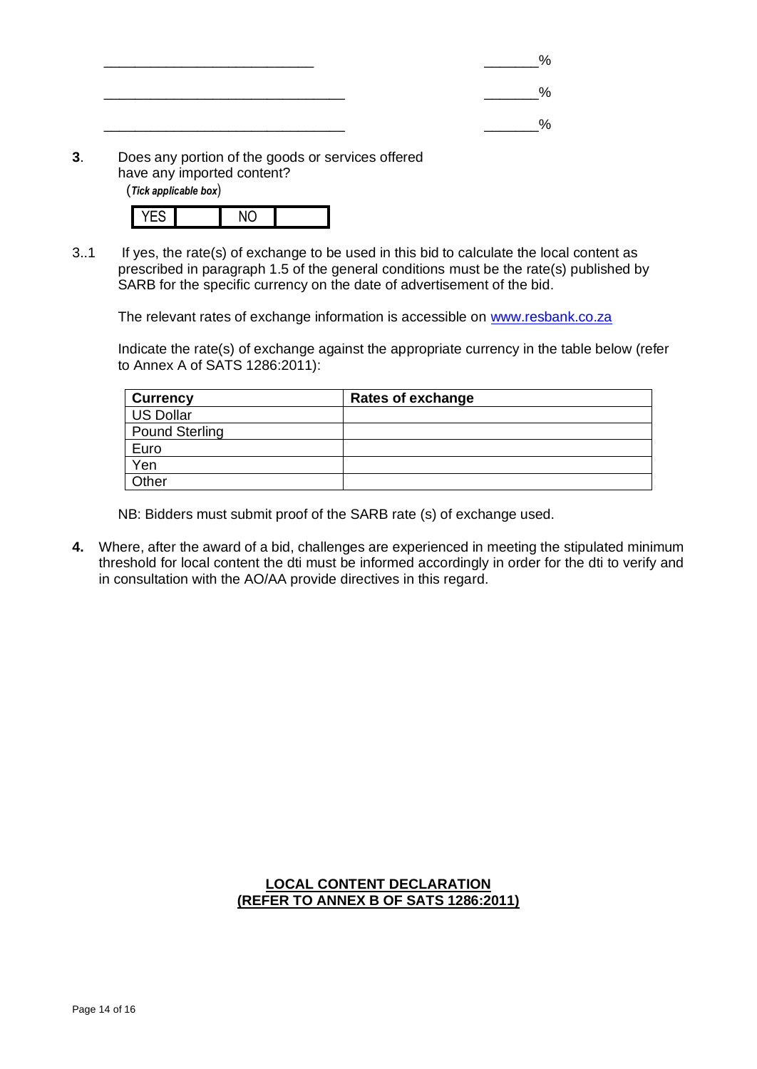___________________________ _______%

_______________________________ _______%

_______________________________ _______%

**3**. Does any portion of the goods or services offered have any imported content?
(***Tick applicable box***)

| YES | | NO | |
|---|---|---|---|

3..1 If yes, the rate(s) of exchange to be used in this bid to calculate the local content as prescribed in paragraph 1.5 of the general conditions must be the rate(s) published by SARB for the specific currency on the date of advertisement of the bid.

The relevant rates of exchange information is accessible on [www.resbank.co.za](http://www.resbank.co.za)

Indicate the rate(s) of exchange against the appropriate currency in the table below (refer to Annex A of SATS 1286:2011):

| **Currency** | **Rates of exchange** |
|---|---|
| US Dollar | |
| Pound Sterling | |
| Euro | |
| Yen | |
| Other | |

NB: Bidders must submit proof of the SARB rate (s) of exchange used.

**4.** Where, after the award of a bid, challenges are experienced in meeting the stipulated minimum threshold for local content the dti must be informed accordingly in order for the dti to verify and in consultation with the AO/AA provide directives in this regard.

**<u>LOCAL CONTENT DECLARATION</u>**
**<u>(REFER TO ANNEX B OF SATS 1286:2011)</u>**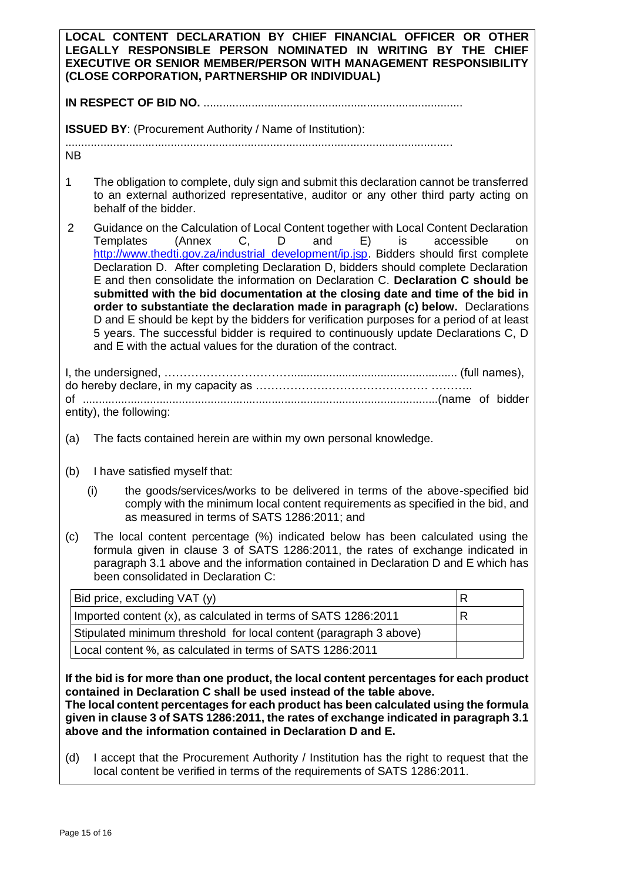**LOCAL CONTENT DECLARATION BY CHIEF FINANCIAL OFFICER OR OTHER LEGALLY RESPONSIBLE PERSON NOMINATED IN WRITING BY THE CHIEF EXECUTIVE OR SENIOR MEMBER/PERSON WITH MANAGEMENT RESPONSIBILITY (CLOSE CORPORATION, PARTNERSHIP OR INDIVIDUAL)**

**IN RESPECT OF BID NO.** .................................................................................

**ISSUED BY**: (Procurement Authority / Name of Institution):

.........................................................................................................................

NB

1. The obligation to complete, duly sign and submit this declaration cannot be transferred to an external authorized representative, auditor or any other third party acting on behalf of the bidder.

2. Guidance on the Calculation of Local Content together with Local Content Declaration Templates (Annex C, D and E) is accessible on http://www.thedti.gov.za/industrial_development/ip.jsp. Bidders should first complete Declaration D. After completing Declaration D, bidders should complete Declaration E and then consolidate the information on Declaration C. **Declaration C should be submitted with the bid documentation at the closing date and time of the bid in order to substantiate the declaration made in paragraph (c) below.** Declarations D and E should be kept by the bidders for verification purposes for a period of at least 5 years. The successful bidder is required to continuously update Declarations C, D and E with the actual values for the duration of the contract.

I, the undersigned, ………………………….................................................... (full names), do hereby declare, in my capacity as ……………………………………… ……….. of ...............................................................................................................(name of bidder entity), the following:

(a) The facts contained herein are within my own personal knowledge.

(b) I have satisfied myself that:

 (i) the goods/services/works to be delivered in terms of the above-specified bid comply with the minimum local content requirements as specified in the bid, and as measured in terms of SATS 1286:2011; and

(c) The local content percentage (%) indicated below has been calculated using the formula given in clause 3 of SATS 1286:2011, the rates of exchange indicated in paragraph 3.1 above and the information contained in Declaration D and E which has been consolidated in Declaration C:

| | |
|---|---|
| Bid price, excluding VAT (y) | R |
| Imported content (x), as calculated in terms of SATS 1286:2011 | R |
| Stipulated minimum threshold for local content (paragraph 3 above) | |
| Local content %, as calculated in terms of SATS 1286:2011 | |

**If the bid is for more than one product, the local content percentages for each product contained in Declaration C shall be used instead of the table above.**
**The local content percentages for each product has been calculated using the formula given in clause 3 of SATS 1286:2011, the rates of exchange indicated in paragraph 3.1 above and the information contained in Declaration D and E.**

(d) I accept that the Procurement Authority / Institution has the right to request that the local content be verified in terms of the requirements of SATS 1286:2011.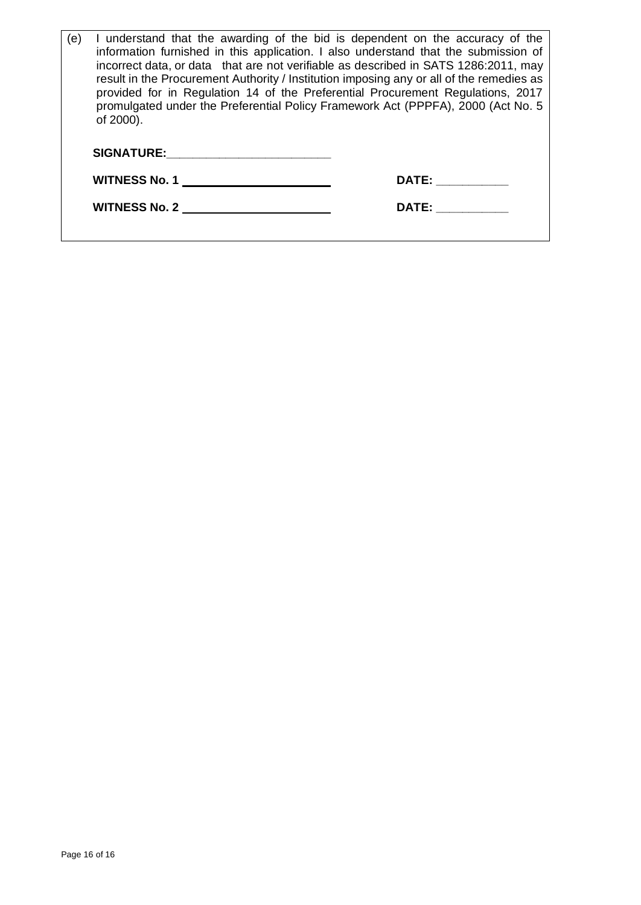(e) I understand that the awarding of the bid is dependent on the accuracy of the information furnished in this application. I also understand that the submission of incorrect data, or data that are not verifiable as described in SATS 1286:2011, may result in the Procurement Authority / Institution imposing any or all of the remedies as provided for in Regulation 14 of the Preferential Procurement Regulations, 2017 promulgated under the Preferential Policy Framework Act (PPPFA), 2000 (Act No. 5 of 2000).

**SIGNATURE:**_________________________

**WITNESS No. 1** ______________________ **DATE:** ___________

**WITNESS No. 2** ______________________ **DATE:** ___________